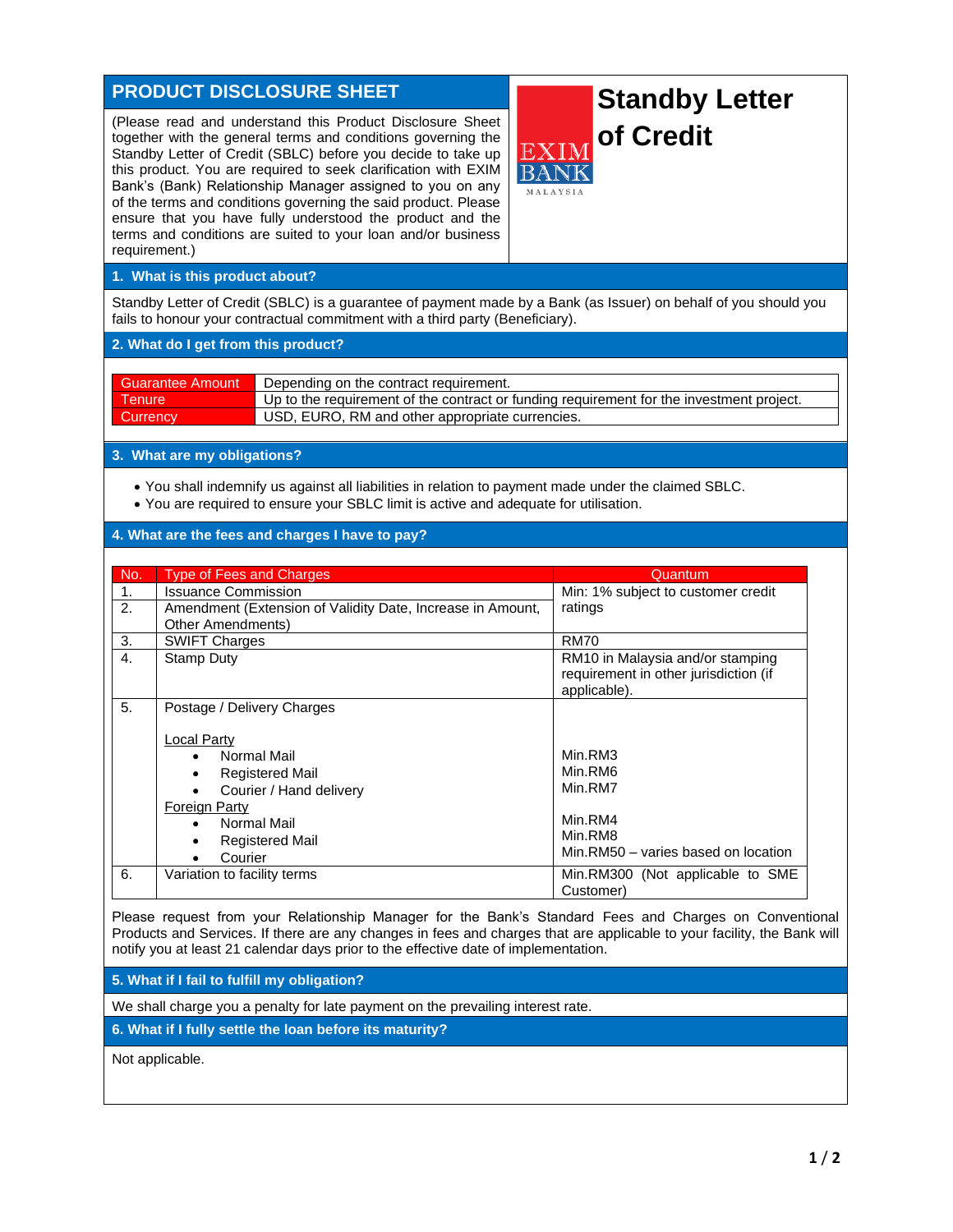# PRODUCT DISCLOSURE SHEET

# Standby Letter of Credit

EXIM BANK MALAYSIA

(Please read and understand this Product Disclosure Sheet together with the general terms and conditions governing the Standby Letter of Credit (SBLC) before you decide to take up this product. You are required to seek clarification with EXIM Bank's (Bank) Relationship Manager assigned to you on any of the terms and conditions governing the said product. Please ensure that you have fully understood the product and the terms and conditions are suited to your loan and/or business requirement.)

## 1. What is this product about?

Standby Letter of Credit (SBLC) is a guarantee of payment made by a Bank (as Issuer) on behalf of you should you fails to honour your contractual commitment with a third party (Beneficiary).

## 2. What do I get from this product?

| | |
|---|---|
| Guarantee Amount | Depending on the contract requirement. |
| Tenure | Up to the requirement of the contract or funding requirement for the investment project. |
| Currency | USD, EURO, RM and other appropriate currencies. |

## 3. What are my obligations?

- You shall indemnify us against all liabilities in relation to payment made under the claimed SBLC.
- You are required to ensure your SBLC limit is active and adequate for utilisation.

## 4. What are the fees and charges I have to pay?

| No. | Type of Fees and Charges | Quantum |
|---|---|---|
| 1. | Issuance Commission | Min: 1% subject to customer credit ratings |
| 2. | Amendment (Extension of Validity Date, Increase in Amount, Other Amendments) | |
| 3. | SWIFT Charges | RM70 |
| 4. | Stamp Duty | RM10 in Malaysia and/or stamping requirement in other jurisdiction (if applicable). |
| 5. | Postage / Delivery Charges<br><br>Local Party<br>• Normal Mail<br>• Registered Mail<br>• Courier / Hand delivery<br>Foreign Party<br>• Normal Mail<br>• Registered Mail<br>• Courier | <br><br><br>Min.RM3<br>Min.RM6<br>Min.RM7<br><br>Min.RM4<br>Min.RM8<br>Min.RM50 – varies based on location |
| 6. | Variation to facility terms | Min.RM300 (Not applicable to SME Customer) |

Please request from your Relationship Manager for the Bank's Standard Fees and Charges on Conventional Products and Services. If there are any changes in fees and charges that are applicable to your facility, the Bank will notify you at least 21 calendar days prior to the effective date of implementation.

## 5. What if I fail to fulfill my obligation?

We shall charge you a penalty for late payment on the prevailing interest rate.

## 6. What if I fully settle the loan before its maturity?

Not applicable.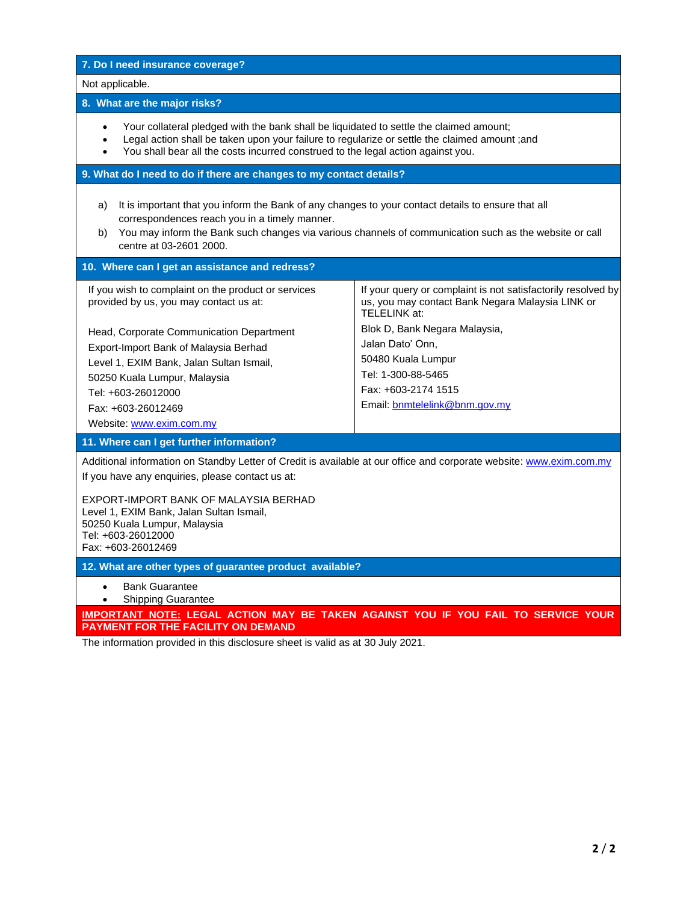### 7. Do I need insurance coverage?

Not applicable.

### 8. What are the major risks?

- Your collateral pledged with the bank shall be liquidated to settle the claimed amount;
- Legal action shall be taken upon your failure to regularize or settle the claimed amount ;and
- You shall bear all the costs incurred construed to the legal action against you.

### 9. What do I need to do if there are changes to my contact details?

a) It is important that you inform the Bank of any changes to your contact details to ensure that all correspondences reach you in a timely manner.

b) You may inform the Bank such changes via various channels of communication such as the website or call centre at 03-2601 2000.

### 10. Where can I get an assistance and redress?

If you wish to complaint on the product or services provided by us, you may contact us at:

Head, Corporate Communication Department
Export-Import Bank of Malaysia Berhad
Level 1, EXIM Bank, Jalan Sultan Ismail,
50250 Kuala Lumpur, Malaysia
Tel: +603-26012000
Fax: +603-26012469
Website: www.exim.com.my

If your query or complaint is not satisfactorily resolved by us, you may contact Bank Negara Malaysia LINK or TELELINK at:

Blok D, Bank Negara Malaysia,
Jalan Dato' Onn,
50480 Kuala Lumpur
Tel: 1-300-88-5465
Fax: +603-2174 1515
Email: bnmtelelink@bnm.gov.my

### 11. Where can I get further information?

Additional information on Standby Letter of Credit is available at our office and corporate website: www.exim.com.my

If you have any enquiries, please contact us at:

EXPORT-IMPORT BANK OF MALAYSIA BERHAD
Level 1, EXIM Bank, Jalan Sultan Ismail,
50250 Kuala Lumpur, Malaysia
Tel: +603-26012000
Fax: +603-26012469

### 12. What are other types of guarantee product available?

- Bank Guarantee
- Shipping Guarantee

**IMPORTANT NOTE: LEGAL ACTION MAY BE TAKEN AGAINST YOU IF YOU FAIL TO SERVICE YOUR PAYMENT FOR THE FACILITY ON DEMAND**

The information provided in this disclosure sheet is valid as at 30 July 2021.